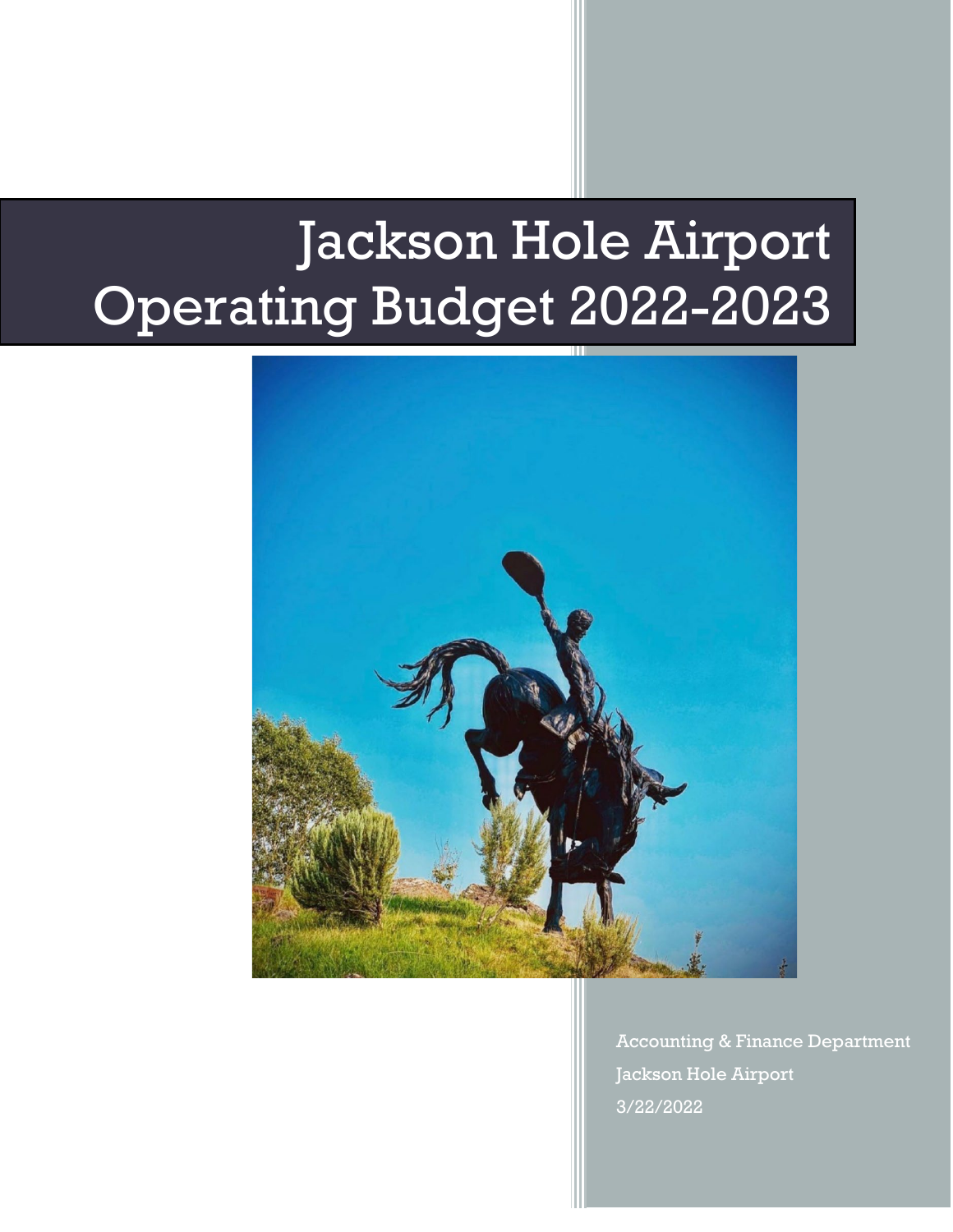# Jackson Hole Airport Operating Budget 2022-2023

Accounting & Finance Department

Jackson Hole Airport

3/22/2022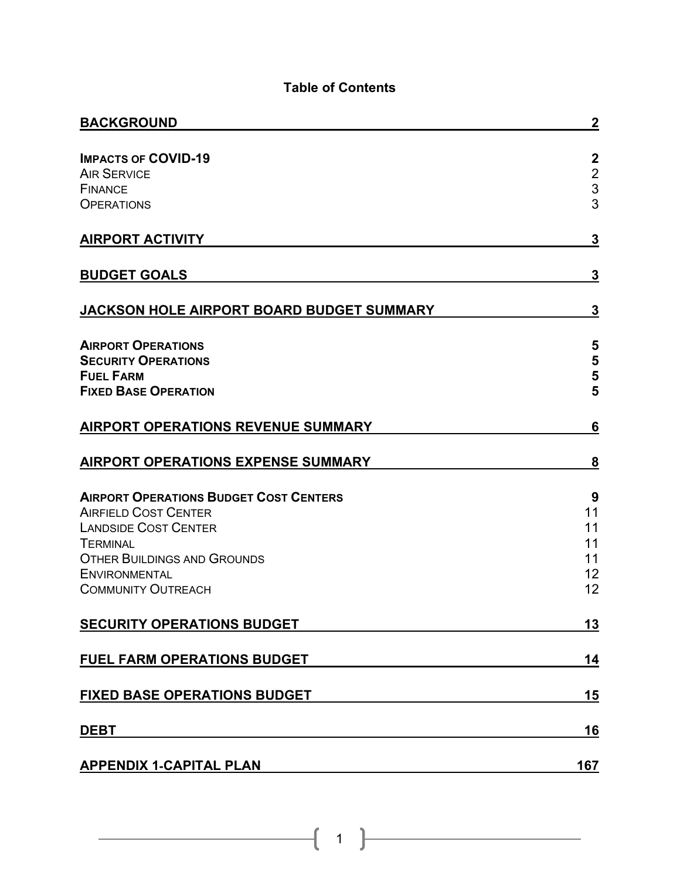# Table of Contents

| Section | Page |
|---|---|
| **BACKGROUND** | **2** |
| **IMPACTS OF COVID-19** | **2** |
| AIR SERVICE | 2 |
| FINANCE | 3 |
| OPERATIONS | 3 |
| **AIRPORT ACTIVITY** | **3** |
| **BUDGET GOALS** | **3** |
| **JACKSON HOLE AIRPORT BOARD BUDGET SUMMARY** | **3** |
| **AIRPORT OPERATIONS** | **5** |
| **SECURITY OPERATIONS** | **5** |
| **FUEL FARM** | **5** |
| **FIXED BASE OPERATION** | **5** |
| **AIRPORT OPERATIONS REVENUE SUMMARY** | **6** |
| **AIRPORT OPERATIONS EXPENSE SUMMARY** | **8** |
| **AIRPORT OPERATIONS BUDGET COST CENTERS** | **9** |
| AIRFIELD COST CENTER | 11 |
| LANDSIDE COST CENTER | 11 |
| TERMINAL | 11 |
| OTHER BUILDINGS AND GROUNDS | 11 |
| ENVIRONMENTAL | 12 |
| COMMUNITY OUTREACH | 12 |
| **SECURITY OPERATIONS BUDGET** | **13** |
| **FUEL FARM OPERATIONS BUDGET** | **14** |
| **FIXED BASE OPERATIONS BUDGET** | **15** |
| **DEBT** | **16** |
| **APPENDIX 1-CAPITAL PLAN** | **167** |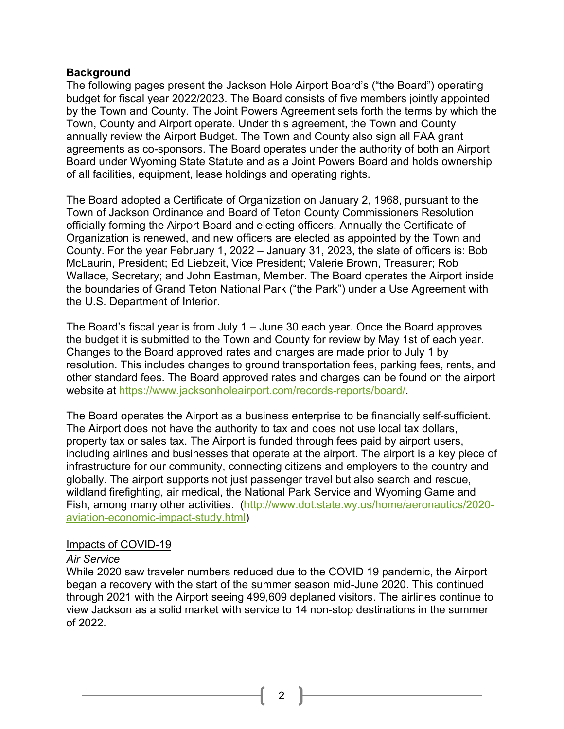**Background**

The following pages present the Jackson Hole Airport Board's ("the Board") operating budget for fiscal year 2022/2023. The Board consists of five members jointly appointed by the Town and County. The Joint Powers Agreement sets forth the terms by which the Town, County and Airport operate. Under this agreement, the Town and County annually review the Airport Budget. The Town and County also sign all FAA grant agreements as co-sponsors. The Board operates under the authority of both an Airport Board under Wyoming State Statute and as a Joint Powers Board and holds ownership of all facilities, equipment, lease holdings and operating rights.

The Board adopted a Certificate of Organization on January 2, 1968, pursuant to the Town of Jackson Ordinance and Board of Teton County Commissioners Resolution officially forming the Airport Board and electing officers. Annually the Certificate of Organization is renewed, and new officers are elected as appointed by the Town and County. For the year February 1, 2022 – January 31, 2023, the slate of officers is: Bob McLaurin, President; Ed Liebzeit, Vice President; Valerie Brown, Treasurer; Rob Wallace, Secretary; and John Eastman, Member. The Board operates the Airport inside the boundaries of Grand Teton National Park ("the Park") under a Use Agreement with the U.S. Department of Interior.

The Board's fiscal year is from July 1 – June 30 each year. Once the Board approves the budget it is submitted to the Town and County for review by May 1st of each year. Changes to the Board approved rates and charges are made prior to July 1 by resolution. This includes changes to ground transportation fees, parking fees, rents, and other standard fees. The Board approved rates and charges can be found on the airport website at https://www.jacksonholeairport.com/records-reports/board/.

The Board operates the Airport as a business enterprise to be financially self-sufficient. The Airport does not have the authority to tax and does not use local tax dollars, property tax or sales tax. The Airport is funded through fees paid by airport users, including airlines and businesses that operate at the airport. The airport is a key piece of infrastructure for our community, connecting citizens and employers to the country and globally. The airport supports not just passenger travel but also search and rescue, wildland firefighting, air medical, the National Park Service and Wyoming Game and Fish, among many other activities. (http://www.dot.state.wy.us/home/aeronautics/2020-aviation-economic-impact-study.html)

Impacts of COVID-19

*Air Service*

While 2020 saw traveler numbers reduced due to the COVID 19 pandemic, the Airport began a recovery with the start of the summer season mid-June 2020. This continued through 2021 with the Airport seeing 499,609 deplaned visitors. The airlines continue to view Jackson as a solid market with service to 14 non-stop destinations in the summer of 2022.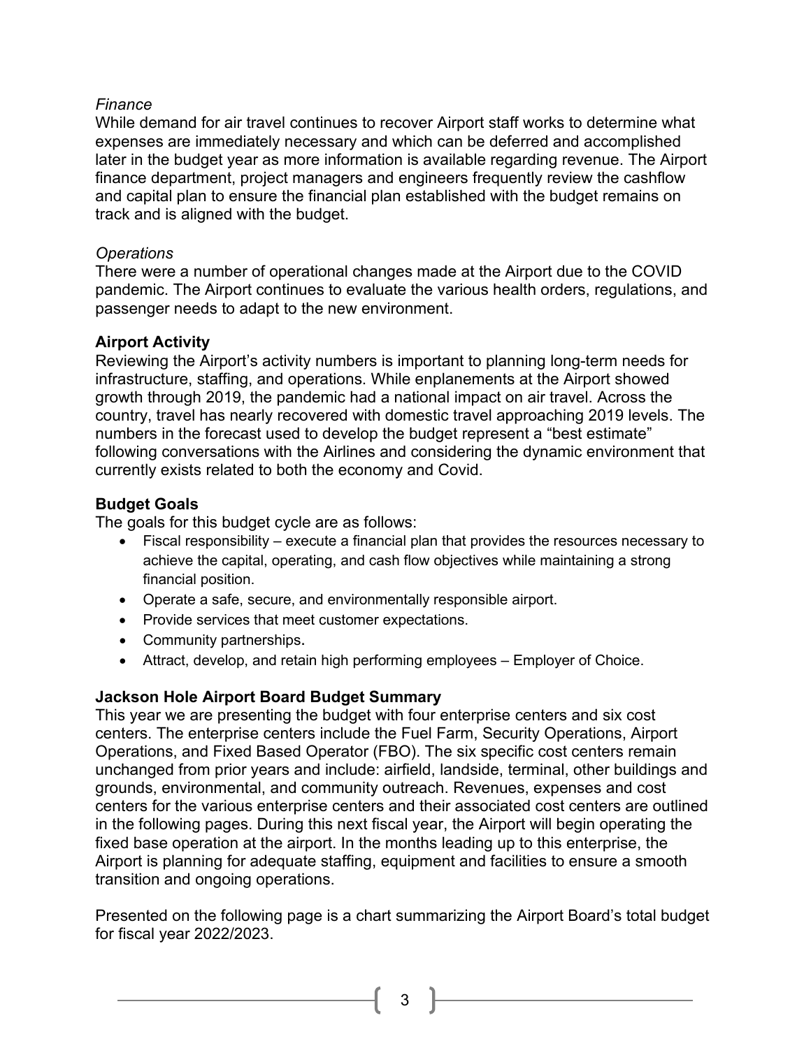*Finance*

While demand for air travel continues to recover Airport staff works to determine what expenses are immediately necessary and which can be deferred and accomplished later in the budget year as more information is available regarding revenue. The Airport finance department, project managers and engineers frequently review the cashflow and capital plan to ensure the financial plan established with the budget remains on track and is aligned with the budget.

*Operations*

There were a number of operational changes made at the Airport due to the COVID pandemic. The Airport continues to evaluate the various health orders, regulations, and passenger needs to adapt to the new environment.

**Airport Activity**

Reviewing the Airport's activity numbers is important to planning long-term needs for infrastructure, staffing, and operations. While enplanements at the Airport showed growth through 2019, the pandemic had a national impact on air travel. Across the country, travel has nearly recovered with domestic travel approaching 2019 levels. The numbers in the forecast used to develop the budget represent a "best estimate" following conversations with the Airlines and considering the dynamic environment that currently exists related to both the economy and Covid.

**Budget Goals**

The goals for this budget cycle are as follows:

- Fiscal responsibility – execute a financial plan that provides the resources necessary to achieve the capital, operating, and cash flow objectives while maintaining a strong financial position.
- Operate a safe, secure, and environmentally responsible airport.
- Provide services that meet customer expectations.
- Community partnerships.
- Attract, develop, and retain high performing employees – Employer of Choice.

**Jackson Hole Airport Board Budget Summary**

This year we are presenting the budget with four enterprise centers and six cost centers. The enterprise centers include the Fuel Farm, Security Operations, Airport Operations, and Fixed Based Operator (FBO). The six specific cost centers remain unchanged from prior years and include: airfield, landside, terminal, other buildings and grounds, environmental, and community outreach. Revenues, expenses and cost centers for the various enterprise centers and their associated cost centers are outlined in the following pages. During this next fiscal year, the Airport will begin operating the fixed base operation at the airport. In the months leading up to this enterprise, the Airport is planning for adequate staffing, equipment and facilities to ensure a smooth transition and ongoing operations.

Presented on the following page is a chart summarizing the Airport Board's total budget for fiscal year 2022/2023.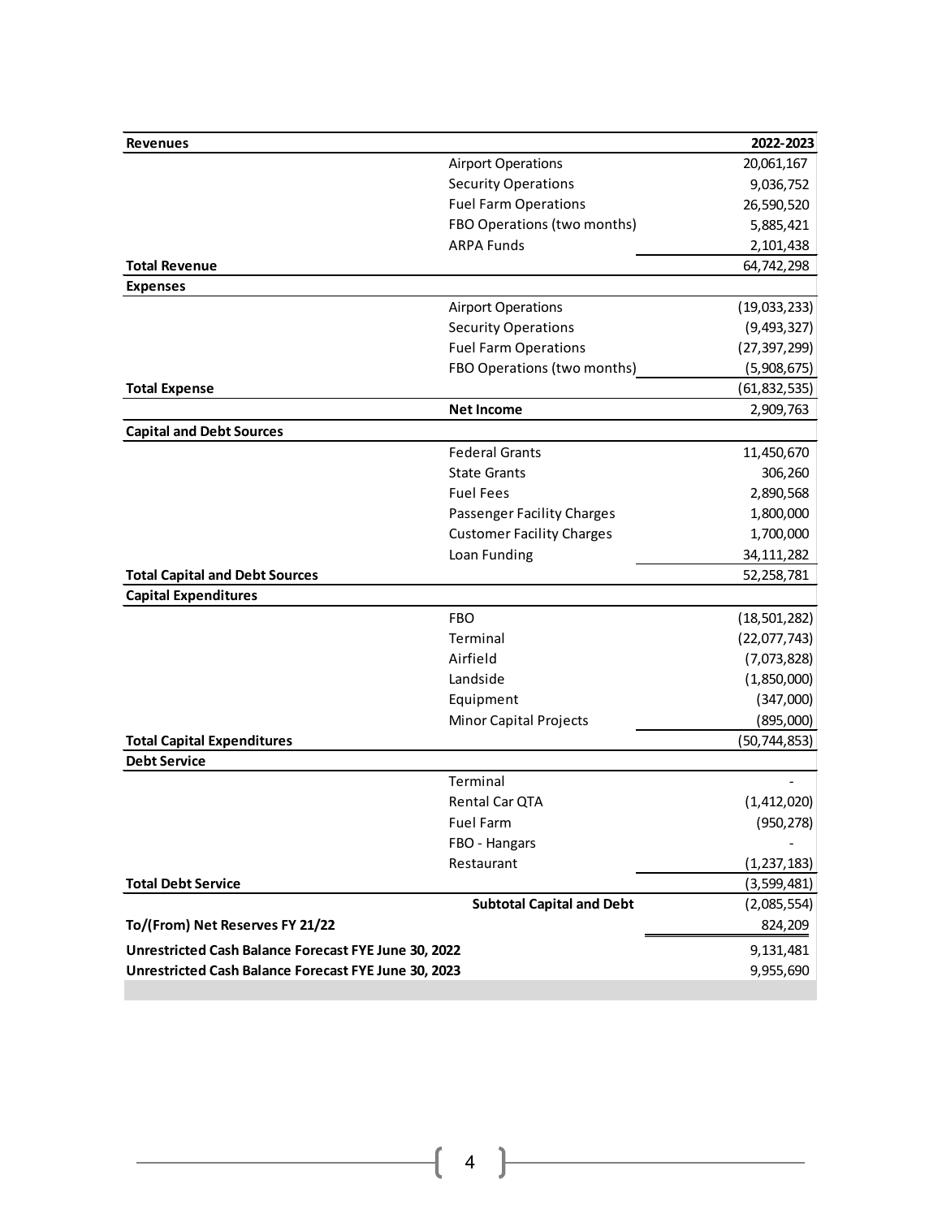| Revenues | | 2022-2023 |
|---|---|---|
| | Airport Operations | 20,061,167 |
| | Security Operations | 9,036,752 |
| | Fuel Farm Operations | 26,590,520 |
| | FBO Operations (two months) | 5,885,421 |
| | ARPA Funds | 2,101,438 |
| **Total Revenue** | | 64,742,298 |
| **Expenses** | | |
| | Airport Operations | (19,033,233) |
| | Security Operations | (9,493,327) |
| | Fuel Farm Operations | (27,397,299) |
| | FBO Operations (two months) | (5,908,675) |
| **Total Expense** | | (61,832,535) |
| | **Net Income** | 2,909,763 |
| **Capital and Debt Sources** | | |
| | Federal Grants | 11,450,670 |
| | State Grants | 306,260 |
| | Fuel Fees | 2,890,568 |
| | Passenger Facility Charges | 1,800,000 |
| | Customer Facility Charges | 1,700,000 |
| | Loan Funding | 34,111,282 |
| **Total Capital and Debt Sources** | | 52,258,781 |
| **Capital Expenditures** | | |
| | FBO | (18,501,282) |
| | Terminal | (22,077,743) |
| | Airfield | (7,073,828) |
| | Landside | (1,850,000) |
| | Equipment | (347,000) |
| | Minor Capital Projects | (895,000) |
| **Total Capital Expenditures** | | (50,744,853) |
| **Debt Service** | | |
| | Terminal | - |
| | Rental Car QTA | (1,412,020) |
| | Fuel Farm | (950,278) |
| | FBO - Hangars | - |
| | Restaurant | (1,237,183) |
| **Total Debt Service** | | (3,599,481) |
| | **Subtotal Capital and Debt** | (2,085,554) |
| **To/(From) Net Reserves FY 21/22** | | 824,209 |
| **Unrestricted Cash Balance Forecast FYE June 30, 2022** | | 9,131,481 |
| **Unrestricted Cash Balance Forecast FYE June 30, 2023** | | 9,955,690 |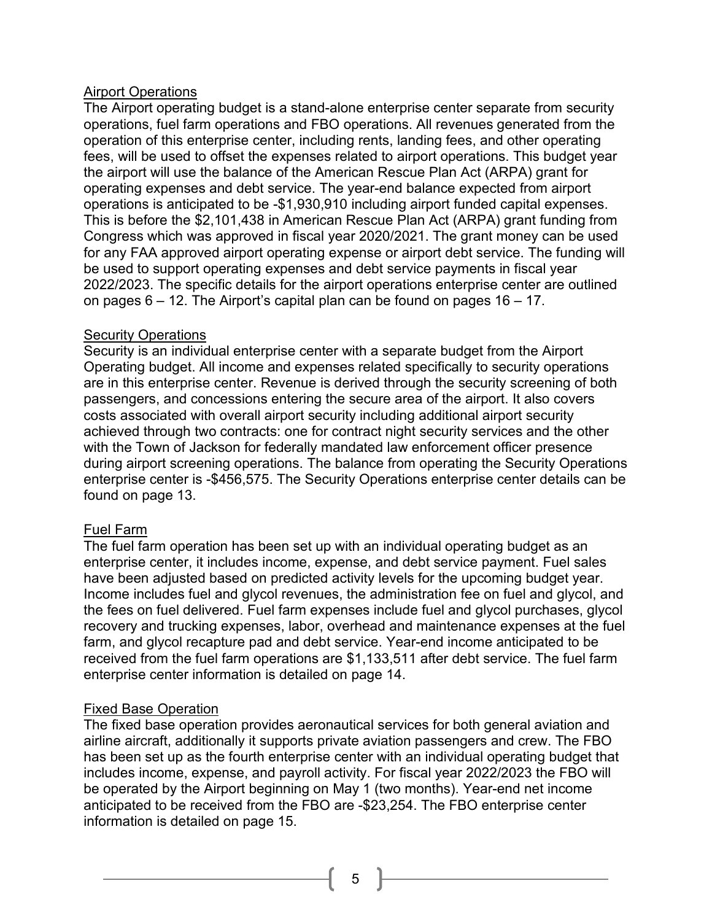## Airport Operations

The Airport operating budget is a stand-alone enterprise center separate from security operations, fuel farm operations and FBO operations. All revenues generated from the operation of this enterprise center, including rents, landing fees, and other operating fees, will be used to offset the expenses related to airport operations. This budget year the airport will use the balance of the American Rescue Plan Act (ARPA) grant for operating expenses and debt service. The year-end balance expected from airport operations is anticipated to be -$1,930,910 including airport funded capital expenses. This is before the $2,101,438 in American Rescue Plan Act (ARPA) grant funding from Congress which was approved in fiscal year 2020/2021. The grant money can be used for any FAA approved airport operating expense or airport debt service. The funding will be used to support operating expenses and debt service payments in fiscal year 2022/2023. The specific details for the airport operations enterprise center are outlined on pages 6 – 12. The Airport's capital plan can be found on pages 16 – 17.

## Security Operations

Security is an individual enterprise center with a separate budget from the Airport Operating budget. All income and expenses related specifically to security operations are in this enterprise center. Revenue is derived through the security screening of both passengers, and concessions entering the secure area of the airport. It also covers costs associated with overall airport security including additional airport security achieved through two contracts: one for contract night security services and the other with the Town of Jackson for federally mandated law enforcement officer presence during airport screening operations. The balance from operating the Security Operations enterprise center is -$456,575. The Security Operations enterprise center details can be found on page 13.

## Fuel Farm

The fuel farm operation has been set up with an individual operating budget as an enterprise center, it includes income, expense, and debt service payment. Fuel sales have been adjusted based on predicted activity levels for the upcoming budget year. Income includes fuel and glycol revenues, the administration fee on fuel and glycol, and the fees on fuel delivered. Fuel farm expenses include fuel and glycol purchases, glycol recovery and trucking expenses, labor, overhead and maintenance expenses at the fuel farm, and glycol recapture pad and debt service. Year-end income anticipated to be received from the fuel farm operations are $1,133,511 after debt service. The fuel farm enterprise center information is detailed on page 14.

## Fixed Base Operation

The fixed base operation provides aeronautical services for both general aviation and airline aircraft, additionally it supports private aviation passengers and crew. The FBO has been set up as the fourth enterprise center with an individual operating budget that includes income, expense, and payroll activity. For fiscal year 2022/2023 the FBO will be operated by the Airport beginning on May 1 (two months). Year-end net income anticipated to be received from the FBO are -$23,254. The FBO enterprise center information is detailed on page 15.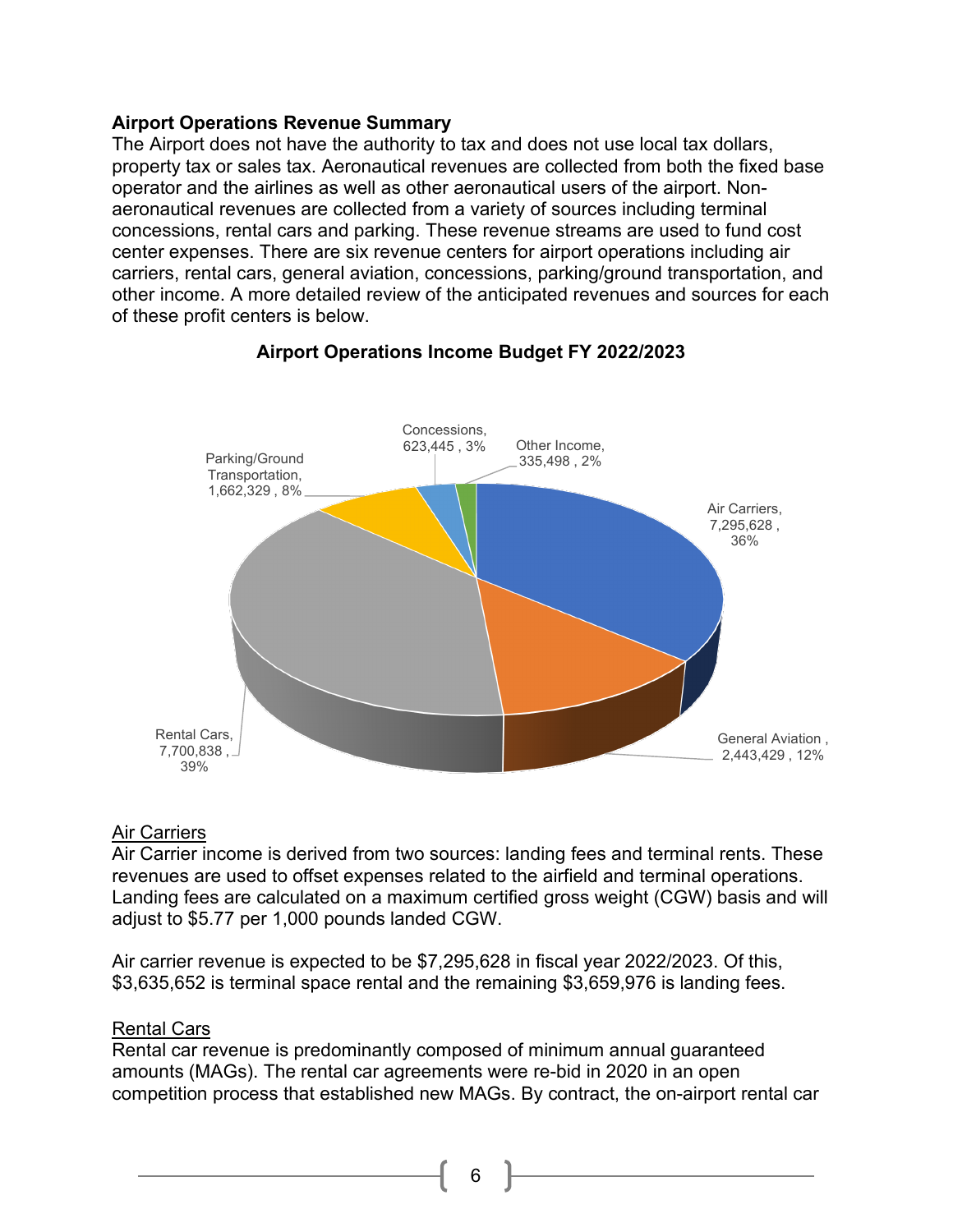**Airport Operations Revenue Summary**

The Airport does not have the authority to tax and does not use local tax dollars, property tax or sales tax. Aeronautical revenues are collected from both the fixed base operator and the airlines as well as other aeronautical users of the airport. Non-aeronautical revenues are collected from a variety of sources including terminal concessions, rental cars and parking. These revenue streams are used to fund cost center expenses. There are six revenue centers for airport operations including air carriers, rental cars, general aviation, concessions, parking/ground transportation, and other income. A more detailed review of the anticipated revenues and sources for each of these profit centers is below.

**Airport Operations Income Budget FY 2022/2023**

| Revenue Center | Amount | Percent |
|---|---|---|
| Air Carriers | 7,295,628 | 36% |
| General Aviation | 2,443,429 | 12% |
| Rental Cars | 7,700,838 | 39% |
| Parking/Ground Transportation | 1,662,329 | 8% |
| Concessions | 623,445 | 3% |
| Other Income | 335,498 | 2% |

Air Carriers

Air Carrier income is derived from two sources: landing fees and terminal rents. These revenues are used to offset expenses related to the airfield and terminal operations. Landing fees are calculated on a maximum certified gross weight (CGW) basis and will adjust to $5.77 per 1,000 pounds landed CGW.

Air carrier revenue is expected to be $7,295,628 in fiscal year 2022/2023. Of this, $3,635,652 is terminal space rental and the remaining $3,659,976 is landing fees.

Rental Cars

Rental car revenue is predominantly composed of minimum annual guaranteed amounts (MAGs). The rental car agreements were re-bid in 2020 in an open competition process that established new MAGs. By contract, the on-airport rental car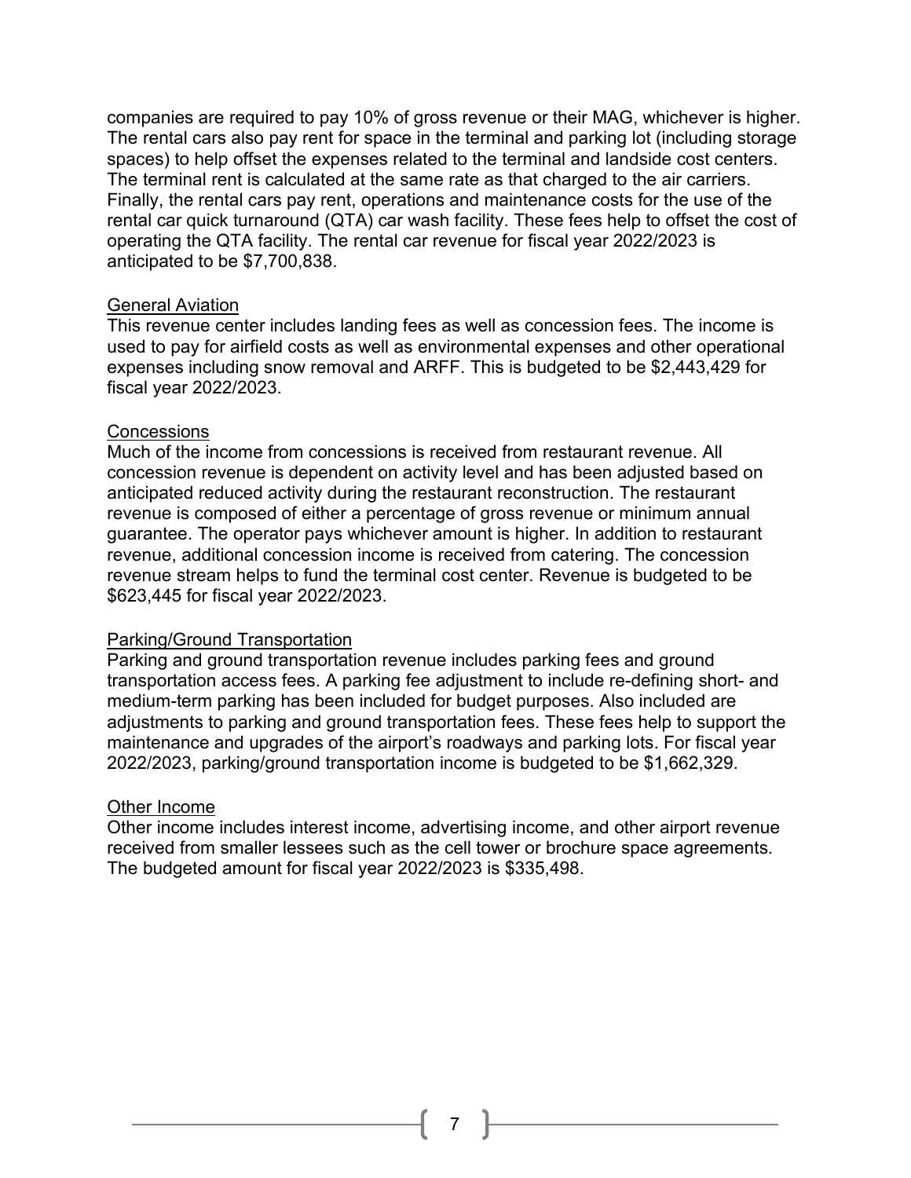companies are required to pay 10% of gross revenue or their MAG, whichever is higher. The rental cars also pay rent for space in the terminal and parking lot (including storage spaces) to help offset the expenses related to the terminal and landside cost centers. The terminal rent is calculated at the same rate as that charged to the air carriers. Finally, the rental cars pay rent, operations and maintenance costs for the use of the rental car quick turnaround (QTA) car wash facility. These fees help to offset the cost of operating the QTA facility. The rental car revenue for fiscal year 2022/2023 is anticipated to be $7,700,838.

<u>General Aviation</u>
This revenue center includes landing fees as well as concession fees. The income is used to pay for airfield costs as well as environmental expenses and other operational expenses including snow removal and ARFF. This is budgeted to be $2,443,429 for fiscal year 2022/2023.

<u>Concessions</u>
Much of the income from concessions is received from restaurant revenue. All concession revenue is dependent on activity level and has been adjusted based on anticipated reduced activity during the restaurant reconstruction. The restaurant revenue is composed of either a percentage of gross revenue or minimum annual guarantee. The operator pays whichever amount is higher. In addition to restaurant revenue, additional concession income is received from catering. The concession revenue stream helps to fund the terminal cost center. Revenue is budgeted to be $623,445 for fiscal year 2022/2023.

<u>Parking/Ground Transportation</u>
Parking and ground transportation revenue includes parking fees and ground transportation access fees. A parking fee adjustment to include re-defining short- and medium-term parking has been included for budget purposes. Also included are adjustments to parking and ground transportation fees. These fees help to support the maintenance and upgrades of the airport's roadways and parking lots. For fiscal year 2022/2023, parking/ground transportation income is budgeted to be $1,662,329.

<u>Other Income</u>
Other income includes interest income, advertising income, and other airport revenue received from smaller lessees such as the cell tower or brochure space agreements. The budgeted amount for fiscal year 2022/2023 is $335,498.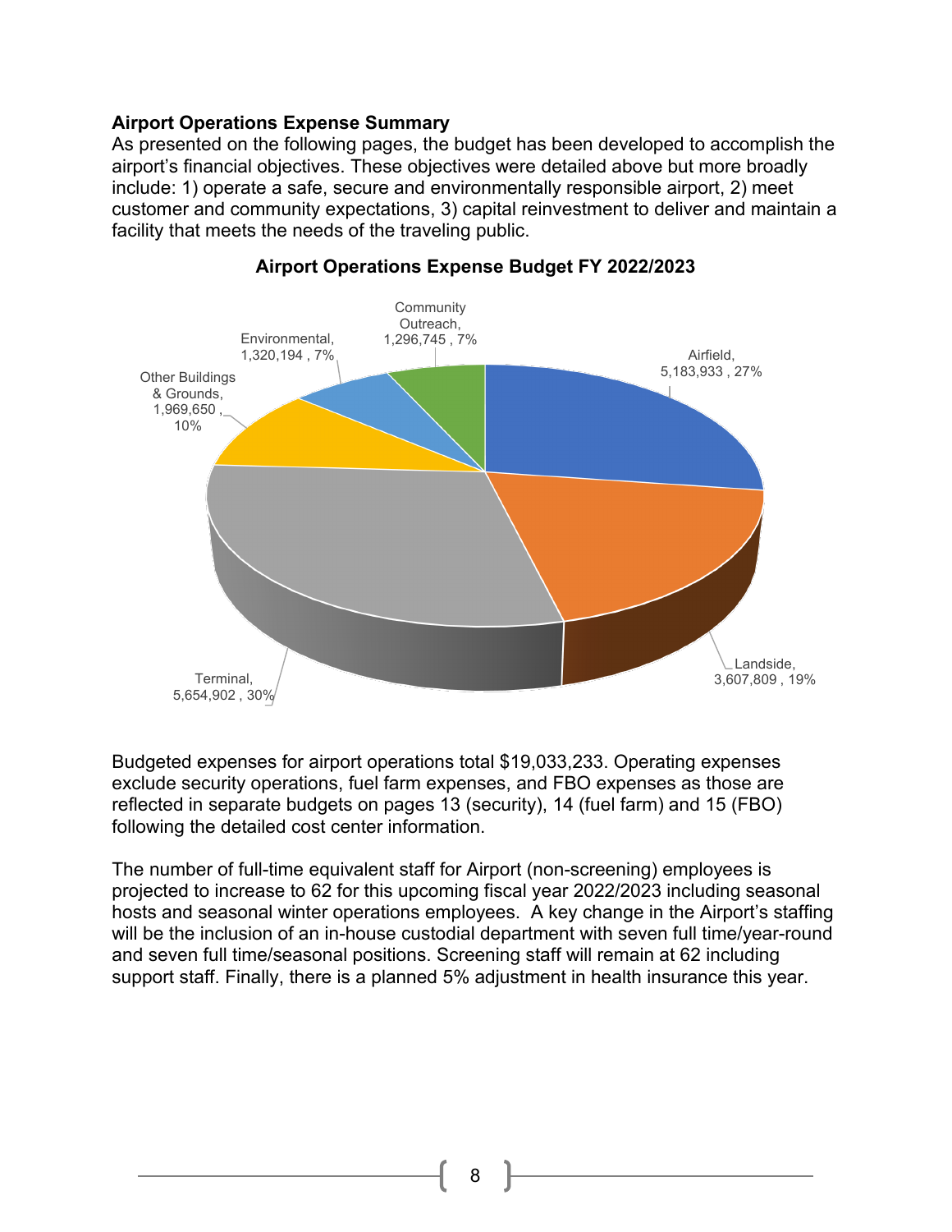**Airport Operations Expense Summary**

As presented on the following pages, the budget has been developed to accomplish the airport's financial objectives. These objectives were detailed above but more broadly include: 1) operate a safe, secure and environmentally responsible airport, 2) meet customer and community expectations, 3) capital reinvestment to deliver and maintain a facility that meets the needs of the traveling public.

**Airport Operations Expense Budget FY 2022/2023**

| Category | Amount | Percent |
|---|---|---|
| Airfield | 5,183,933 | 27% |
| Landside | 3,607,809 | 19% |
| Terminal | 5,654,902 | 30% |
| Other Buildings & Grounds | 1,969,650 | 10% |
| Environmental | 1,320,194 | 7% |
| Community Outreach | 1,296,745 | 7% |

Budgeted expenses for airport operations total $19,033,233. Operating expenses exclude security operations, fuel farm expenses, and FBO expenses as those are reflected in separate budgets on pages 13 (security), 14 (fuel farm) and 15 (FBO) following the detailed cost center information.

The number of full-time equivalent staff for Airport (non-screening) employees is projected to increase to 62 for this upcoming fiscal year 2022/2023 including seasonal hosts and seasonal winter operations employees. A key change in the Airport's staffing will be the inclusion of an in-house custodial department with seven full time/year-round and seven full time/seasonal positions. Screening staff will remain at 62 including support staff. Finally, there is a planned 5% adjustment in health insurance this year.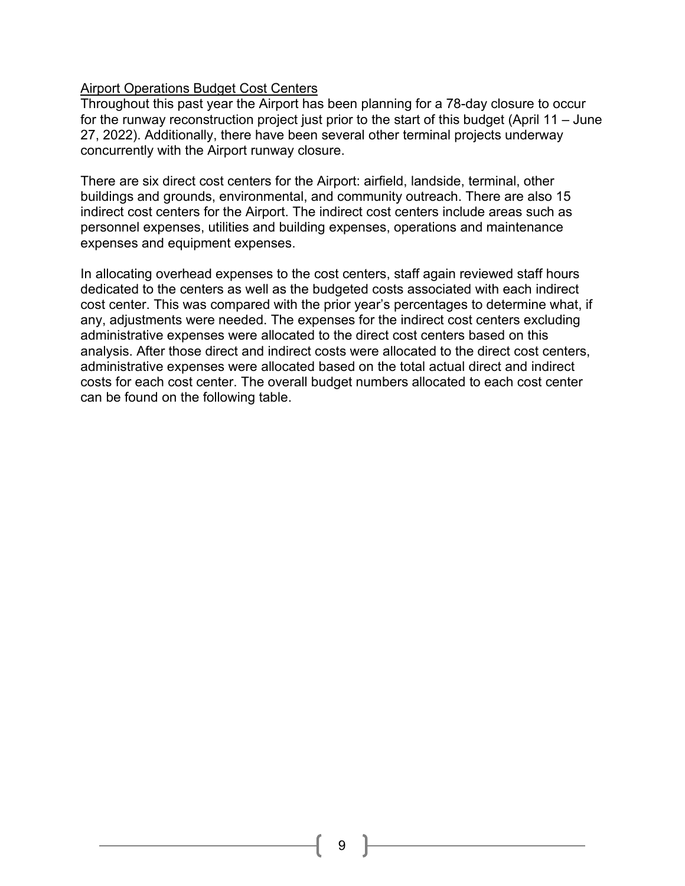## Airport Operations Budget Cost Centers

Throughout this past year the Airport has been planning for a 78-day closure to occur for the runway reconstruction project just prior to the start of this budget (April 11 – June 27, 2022). Additionally, there have been several other terminal projects underway concurrently with the Airport runway closure.

There are six direct cost centers for the Airport: airfield, landside, terminal, other buildings and grounds, environmental, and community outreach. There are also 15 indirect cost centers for the Airport. The indirect cost centers include areas such as personnel expenses, utilities and building expenses, operations and maintenance expenses and equipment expenses.

In allocating overhead expenses to the cost centers, staff again reviewed staff hours dedicated to the centers as well as the budgeted costs associated with each indirect cost center. This was compared with the prior year's percentages to determine what, if any, adjustments were needed. The expenses for the indirect cost centers excluding administrative expenses were allocated to the direct cost centers based on this analysis. After those direct and indirect costs were allocated to the direct cost centers, administrative expenses were allocated based on the total actual direct and indirect costs for each cost center. The overall budget numbers allocated to each cost center can be found on the following table.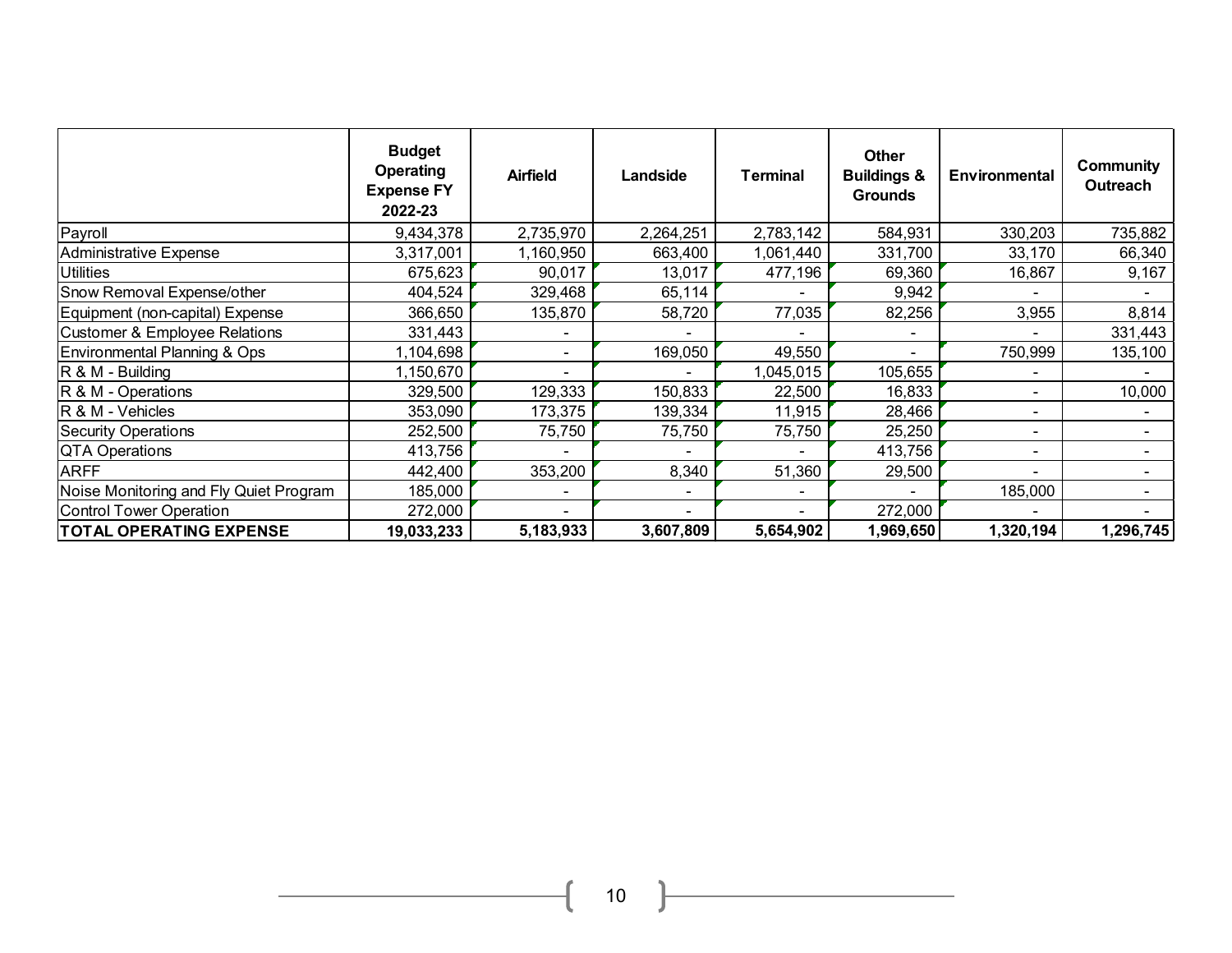| | Budget Operating Expense FY 2022-23 | Airfield | Landside | Terminal | Other Buildings & Grounds | Environmental | Community Outreach |
|---|---|---|---|---|---|---|---|
| Payroll | 9,434,378 | 2,735,970 | 2,264,251 | 2,783,142 | 584,931 | 330,203 | 735,882 |
| Administrative Expense | 3,317,001 | 1,160,950 | 663,400 | 1,061,440 | 331,700 | 33,170 | 66,340 |
| Utilities | 675,623 | 90,017 | 13,017 | 477,196 | 69,360 | 16,867 | 9,167 |
| Snow Removal Expense/other | 404,524 | 329,468 | 65,114 | - | 9,942 | - | - |
| Equipment (non-capital) Expense | 366,650 | 135,870 | 58,720 | 77,035 | 82,256 | 3,955 | 8,814 |
| Customer & Employee Relations | 331,443 | - | - | - | - | - | 331,443 |
| Environmental Planning & Ops | 1,104,698 | - | 169,050 | 49,550 | - | 750,999 | 135,100 |
| R & M - Building | 1,150,670 | - | - | 1,045,015 | 105,655 | - | - |
| R & M - Operations | 329,500 | 129,333 | 150,833 | 22,500 | 16,833 | - | 10,000 |
| R & M - Vehicles | 353,090 | 173,375 | 139,334 | 11,915 | 28,466 | - | - |
| Security Operations | 252,500 | 75,750 | 75,750 | 75,750 | 25,250 | - | - |
| QTA Operations | 413,756 | - | - | - | 413,756 | - | - |
| ARFF | 442,400 | 353,200 | 8,340 | 51,360 | 29,500 | - | - |
| Noise Monitoring and Fly Quiet Program | 185,000 | - | - | - | - | 185,000 | - |
| Control Tower Operation | 272,000 | - | - | - | 272,000 | - | - |
| **TOTAL OPERATING EXPENSE** | **19,033,233** | **5,183,933** | **3,607,809** | **5,654,902** | **1,969,650** | **1,320,194** | **1,296,745** |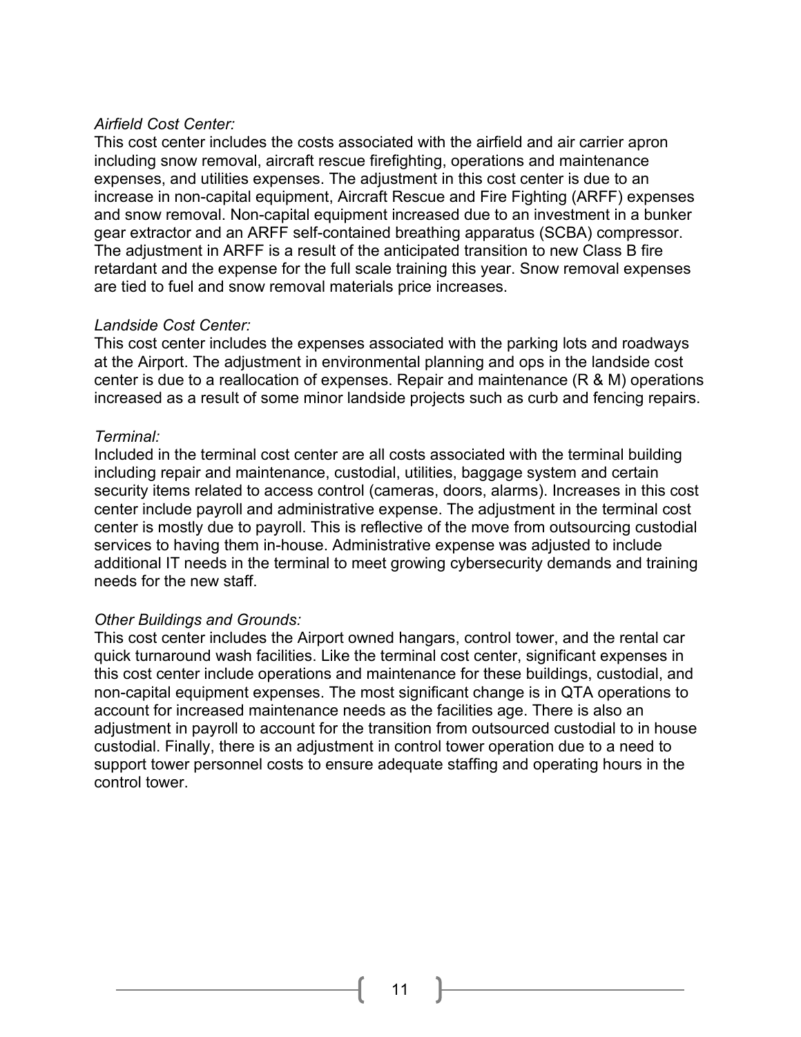*Airfield Cost Center:*

This cost center includes the costs associated with the airfield and air carrier apron including snow removal, aircraft rescue firefighting, operations and maintenance expenses, and utilities expenses. The adjustment in this cost center is due to an increase in non-capital equipment, Aircraft Rescue and Fire Fighting (ARFF) expenses and snow removal. Non-capital equipment increased due to an investment in a bunker gear extractor and an ARFF self-contained breathing apparatus (SCBA) compressor. The adjustment in ARFF is a result of the anticipated transition to new Class B fire retardant and the expense for the full scale training this year. Snow removal expenses are tied to fuel and snow removal materials price increases.

*Landside Cost Center:*

This cost center includes the expenses associated with the parking lots and roadways at the Airport. The adjustment in environmental planning and ops in the landside cost center is due to a reallocation of expenses. Repair and maintenance (R & M) operations increased as a result of some minor landside projects such as curb and fencing repairs.

*Terminal:*

Included in the terminal cost center are all costs associated with the terminal building including repair and maintenance, custodial, utilities, baggage system and certain security items related to access control (cameras, doors, alarms). Increases in this cost center include payroll and administrative expense. The adjustment in the terminal cost center is mostly due to payroll. This is reflective of the move from outsourcing custodial services to having them in-house. Administrative expense was adjusted to include additional IT needs in the terminal to meet growing cybersecurity demands and training needs for the new staff.

*Other Buildings and Grounds:*

This cost center includes the Airport owned hangars, control tower, and the rental car quick turnaround wash facilities. Like the terminal cost center, significant expenses in this cost center include operations and maintenance for these buildings, custodial, and non-capital equipment expenses. The most significant change is in QTA operations to account for increased maintenance needs as the facilities age. There is also an adjustment in payroll to account for the transition from outsourced custodial to in house custodial. Finally, there is an adjustment in control tower operation due to a need to support tower personnel costs to ensure adequate staffing and operating hours in the control tower.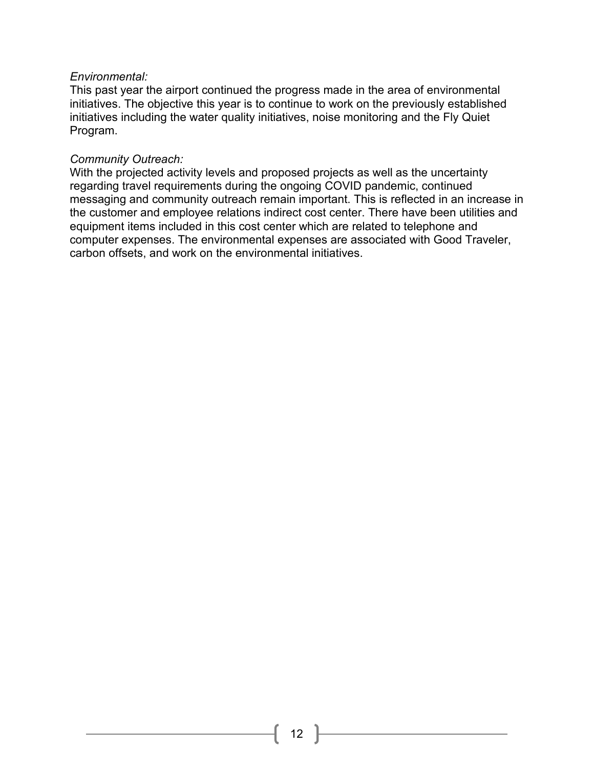*Environmental:*

This past year the airport continued the progress made in the area of environmental initiatives. The objective this year is to continue to work on the previously established initiatives including the water quality initiatives, noise monitoring and the Fly Quiet Program.

*Community Outreach:*

With the projected activity levels and proposed projects as well as the uncertainty regarding travel requirements during the ongoing COVID pandemic, continued messaging and community outreach remain important. This is reflected in an increase in the customer and employee relations indirect cost center. There have been utilities and equipment items included in this cost center which are related to telephone and computer expenses. The environmental expenses are associated with Good Traveler, carbon offsets, and work on the environmental initiatives.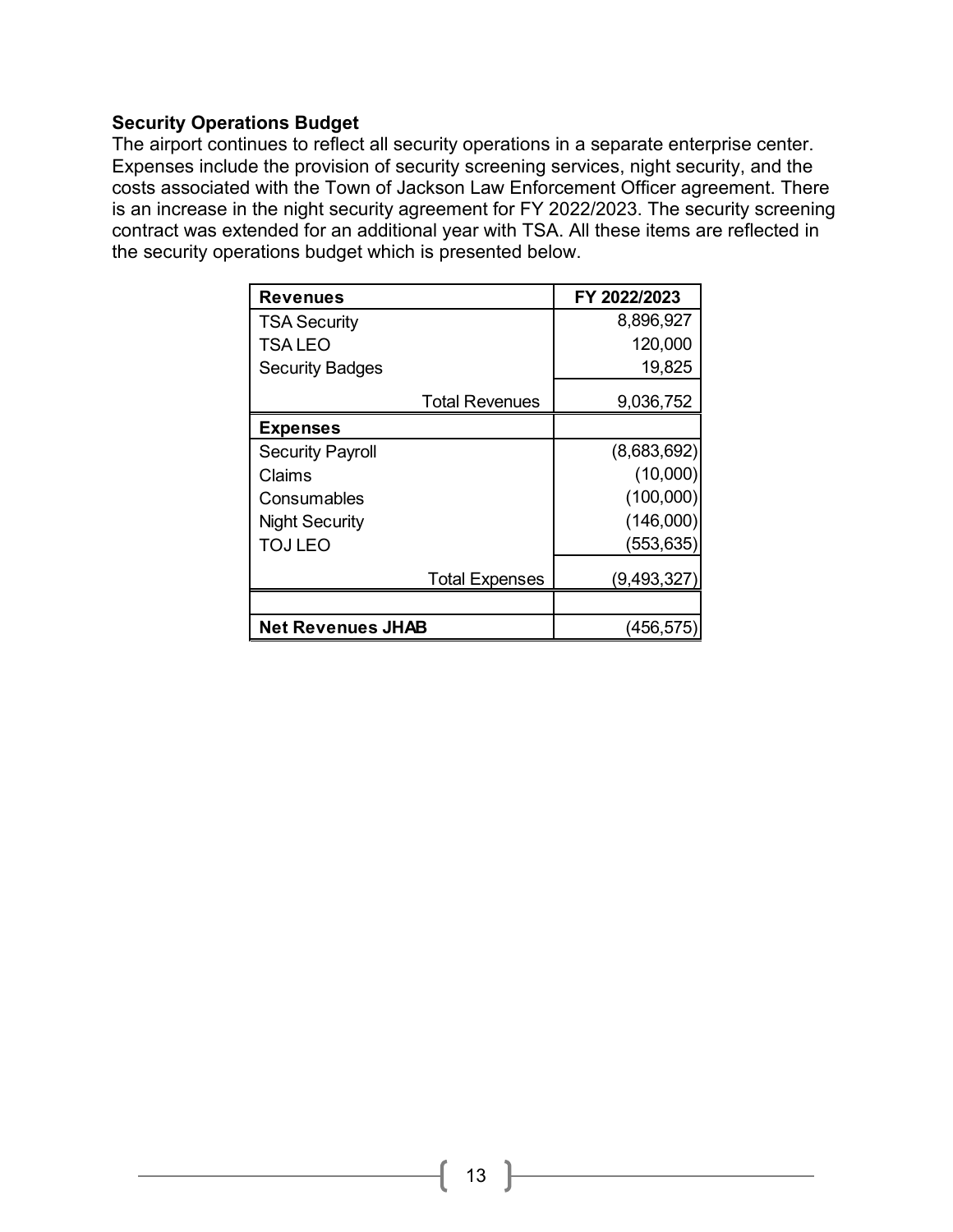### Security Operations Budget

The airport continues to reflect all security operations in a separate enterprise center. Expenses include the provision of security screening services, night security, and the costs associated with the Town of Jackson Law Enforcement Officer agreement. There is an increase in the night security agreement for FY 2022/2023. The security screening contract was extended for an additional year with TSA. All these items are reflected in the security operations budget which is presented below.

| **Revenues** | **FY 2022/2023** |
|---|---|
| TSA Security | 8,896,927 |
| TSA LEO | 120,000 |
| Security Badges | 19,825 |
| Total Revenues | 9,036,752 |
| **Expenses** | |
| Security Payroll | (8,683,692) |
| Claims | (10,000) |
| Consumables | (100,000) |
| Night Security | (146,000) |
| TOJ LEO | (553,635) |
| Total Expenses | (9,493,327) |
| | |
| **Net Revenues JHAB** | (456,575) |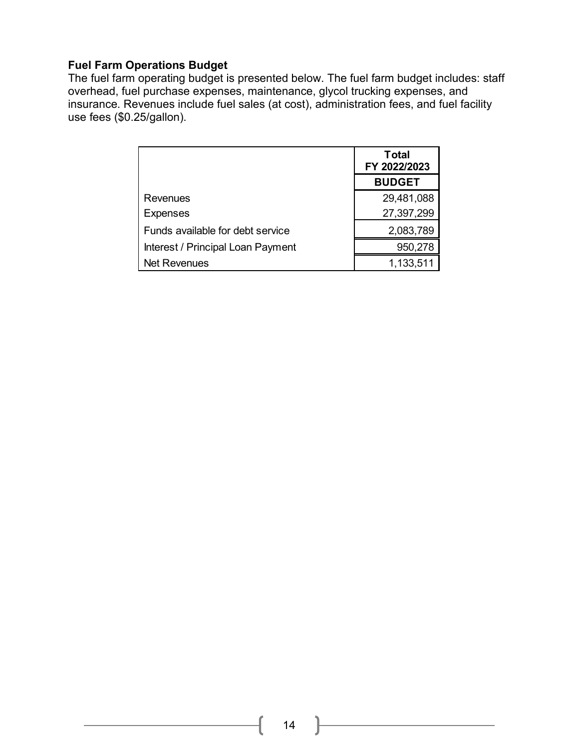### Fuel Farm Operations Budget

The fuel farm operating budget is presented below. The fuel farm budget includes: staff overhead, fuel purchase expenses, maintenance, glycol trucking expenses, and insurance. Revenues include fuel sales (at cost), administration fees, and fuel facility use fees ($0.25/gallon).

| | Total FY 2022/2023 |
|---|---|
| | **BUDGET** |
| Revenues | 29,481,088 |
| Expenses | 27,397,299 |
| Funds available for debt service | 2,083,789 |
| Interest / Principal Loan Payment | 950,278 |
| Net Revenues | 1,133,511 |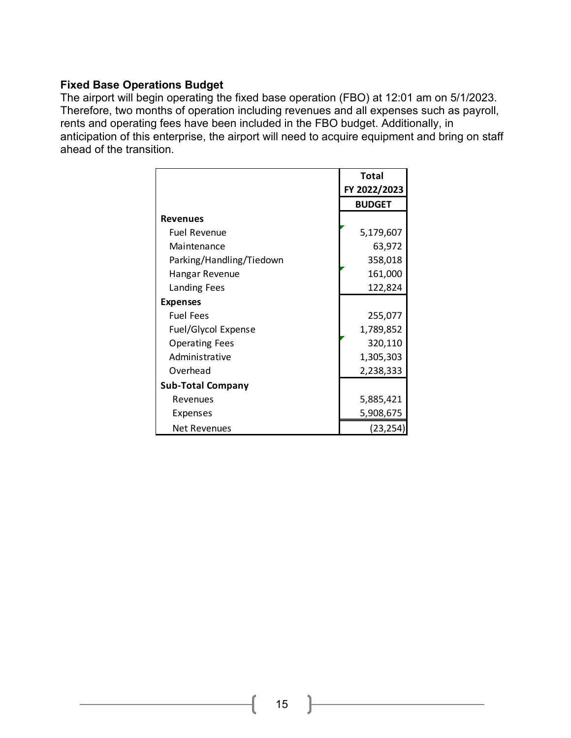### Fixed Base Operations Budget

The airport will begin operating the fixed base operation (FBO) at 12:01 am on 5/1/2023. Therefore, two months of operation including revenues and all expenses such as payroll, rents and operating fees have been included in the FBO budget. Additionally, in anticipation of this enterprise, the airport will need to acquire equipment and bring on staff ahead of the transition.

| | Total FY 2022/2023 BUDGET |
|---|---|
| **Revenues** | |
| Fuel Revenue | 5,179,607 |
| Maintenance | 63,972 |
| Parking/Handling/Tiedown | 358,018 |
| Hangar Revenue | 161,000 |
| Landing Fees | 122,824 |
| **Expenses** | |
| Fuel Fees | 255,077 |
| Fuel/Glycol Expense | 1,789,852 |
| Operating Fees | 320,110 |
| Administrative | 1,305,303 |
| Overhead | 2,238,333 |
| **Sub-Total Company** | |
| Revenues | 5,885,421 |
| Expenses | 5,908,675 |
| Net Revenues | (23,254) |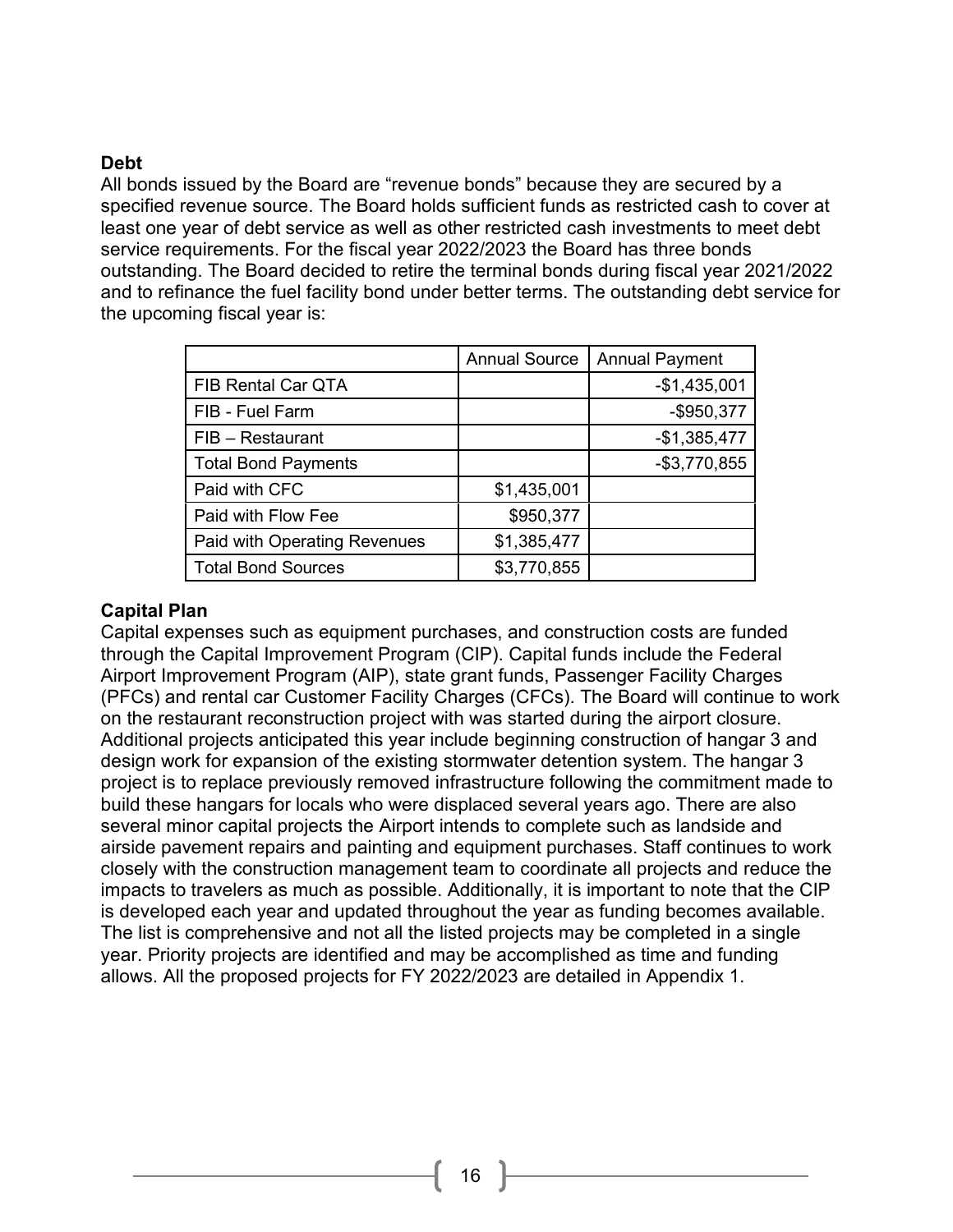## Debt

All bonds issued by the Board are “revenue bonds” because they are secured by a specified revenue source. The Board holds sufficient funds as restricted cash to cover at least one year of debt service as well as other restricted cash investments to meet debt service requirements. For the fiscal year 2022/2023 the Board has three bonds outstanding. The Board decided to retire the terminal bonds during fiscal year 2021/2022 and to refinance the fuel facility bond under better terms. The outstanding debt service for the upcoming fiscal year is:

| | Annual Source | Annual Payment |
|---|---|---|
| FIB Rental Car QTA | | -$1,435,001 |
| FIB - Fuel Farm | | -$950,377 |
| FIB – Restaurant | | -$1,385,477 |
| Total Bond Payments | | -$3,770,855 |
| Paid with CFC | $1,435,001 | |
| Paid with Flow Fee | $950,377 | |
| Paid with Operating Revenues | $1,385,477 | |
| Total Bond Sources | $3,770,855 | |

## Capital Plan

Capital expenses such as equipment purchases, and construction costs are funded through the Capital Improvement Program (CIP). Capital funds include the Federal Airport Improvement Program (AIP), state grant funds, Passenger Facility Charges (PFCs) and rental car Customer Facility Charges (CFCs). The Board will continue to work on the restaurant reconstruction project with was started during the airport closure. Additional projects anticipated this year include beginning construction of hangar 3 and design work for expansion of the existing stormwater detention system. The hangar 3 project is to replace previously removed infrastructure following the commitment made to build these hangars for locals who were displaced several years ago. There are also several minor capital projects the Airport intends to complete such as landside and airside pavement repairs and painting and equipment purchases. Staff continues to work closely with the construction management team to coordinate all projects and reduce the impacts to travelers as much as possible. Additionally, it is important to note that the CIP is developed each year and updated throughout the year as funding becomes available. The list is comprehensive and not all the listed projects may be completed in a single year. Priority projects are identified and may be accomplished as time and funding allows. All the proposed projects for FY 2022/2023 are detailed in Appendix 1.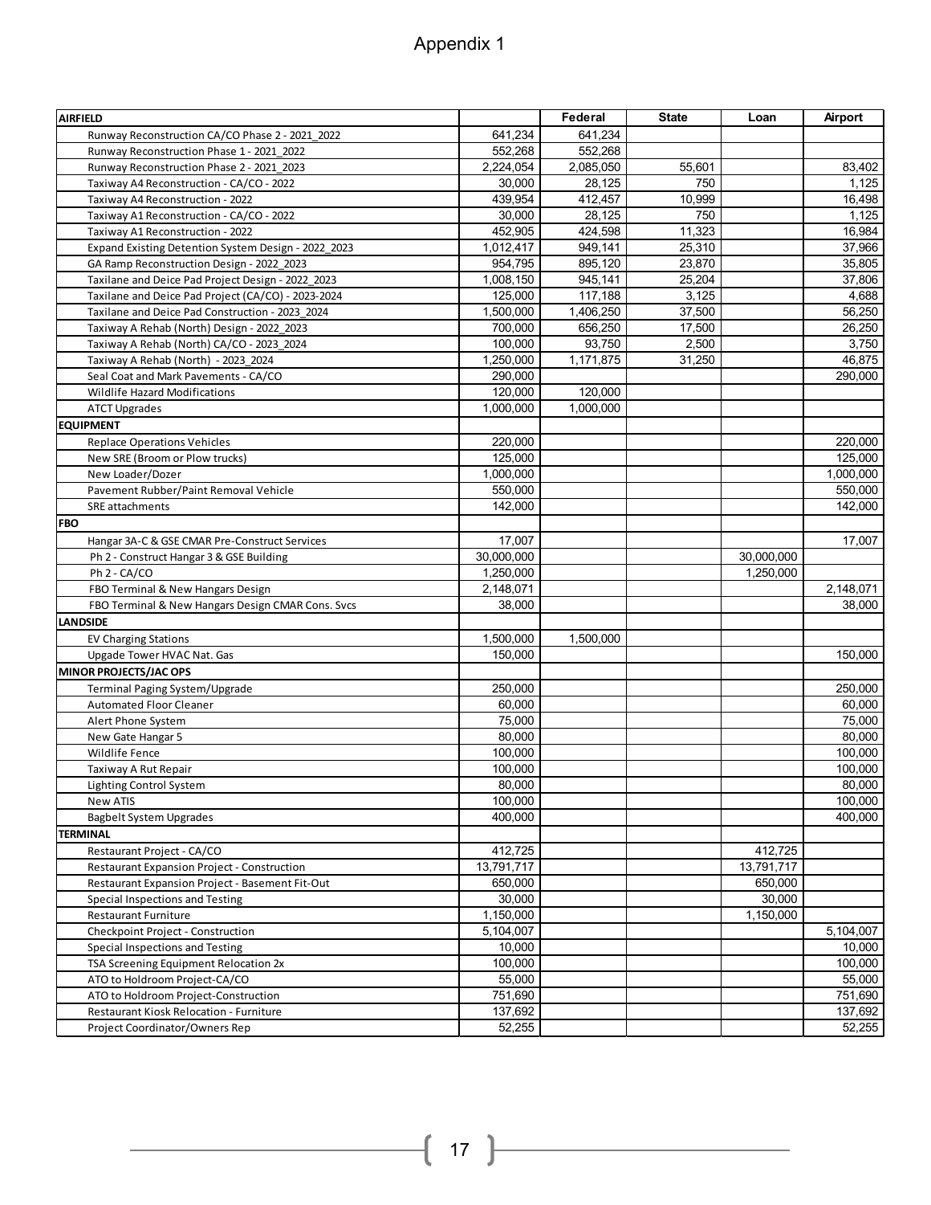# Appendix 1

| AIRFIELD | | Federal | State | Loan | Airport |
|---|---|---|---|---|---|
| Runway Reconstruction CA/CO Phase 2 - 2021_2022 | 641,234 | 641,234 | | | |
| Runway Reconstruction Phase 1 - 2021_2022 | 552,268 | 552,268 | | | |
| Runway Reconstruction Phase 2 - 2021_2023 | 2,224,054 | 2,085,050 | 55,601 | | 83,402 |
| Taxiway A4 Reconstruction - CA/CO - 2022 | 30,000 | 28,125 | 750 | | 1,125 |
| Taxiway A4 Reconstruction - 2022 | 439,954 | 412,457 | 10,999 | | 16,498 |
| Taxiway A1 Reconstruction - CA/CO - 2022 | 30,000 | 28,125 | 750 | | 1,125 |
| Taxiway A1 Reconstruction - 2022 | 452,905 | 424,598 | 11,323 | | 16,984 |
| Expand Existing Detention System Design - 2022_2023 | 1,012,417 | 949,141 | 25,310 | | 37,966 |
| GA Ramp Reconstruction Design - 2022_2023 | 954,795 | 895,120 | 23,870 | | 35,805 |
| Taxilane and Deice Pad Project Design - 2022_2023 | 1,008,150 | 945,141 | 25,204 | | 37,806 |
| Taxilane and Deice Pad Project (CA/CO) - 2023-2024 | 125,000 | 117,188 | 3,125 | | 4,688 |
| Taxilane and Deice Pad Construction - 2023_2024 | 1,500,000 | 1,406,250 | 37,500 | | 56,250 |
| Taxiway A Rehab (North) Design - 2022_2023 | 700,000 | 656,250 | 17,500 | | 26,250 |
| Taxiway A Rehab (North) CA/CO - 2023_2024 | 100,000 | 93,750 | 2,500 | | 3,750 |
| Taxiway A Rehab (North) - 2023_2024 | 1,250,000 | 1,171,875 | 31,250 | | 46,875 |
| Seal Coat and Mark Pavements - CA/CO | 290,000 | | | | 290,000 |
| Wildlife Hazard Modifications | 120,000 | 120,000 | | | |
| ATCT Upgrades | 1,000,000 | 1,000,000 | | | |
| **EQUIPMENT** | | | | | |
| Replace Operations Vehicles | 220,000 | | | | 220,000 |
| New SRE (Broom or Plow trucks) | 125,000 | | | | 125,000 |
| New Loader/Dozer | 1,000,000 | | | | 1,000,000 |
| Pavement Rubber/Paint Removal Vehicle | 550,000 | | | | 550,000 |
| SRE attachments | 142,000 | | | | 142,000 |
| **FBO** | | | | | |
| Hangar 3A-C & GSE CMAR Pre-Construct Services | 17,007 | | | | 17,007 |
| Ph 2 - Construct Hangar 3 & GSE Building | 30,000,000 | | | 30,000,000 | |
| Ph 2 - CA/CO | 1,250,000 | | | 1,250,000 | |
| FBO Terminal & New Hangars Design | 2,148,071 | | | | 2,148,071 |
| FBO Terminal & New Hangars Design CMAR Cons. Svcs | 38,000 | | | | 38,000 |
| **LANDSIDE** | | | | | |
| EV Charging Stations | 1,500,000 | 1,500,000 | | | |
| Upgade Tower HVAC Nat. Gas | 150,000 | | | | 150,000 |
| **MINOR PROJECTS/JAC OPS** | | | | | |
| Terminal Paging System/Upgrade | 250,000 | | | | 250,000 |
| Automated Floor Cleaner | 60,000 | | | | 60,000 |
| Alert Phone System | 75,000 | | | | 75,000 |
| New Gate Hangar 5 | 80,000 | | | | 80,000 |
| Wildlife Fence | 100,000 | | | | 100,000 |
| Taxiway A Rut Repair | 100,000 | | | | 100,000 |
| Lighting Control System | 80,000 | | | | 80,000 |
| New ATIS | 100,000 | | | | 100,000 |
| Bagbelt System Upgrades | 400,000 | | | | 400,000 |
| **TERMINAL** | | | | | |
| Restaurant Project - CA/CO | 412,725 | | | 412,725 | |
| Restaurant Expansion Project - Construction | 13,791,717 | | | 13,791,717 | |
| Restaurant Expansion Project - Basement Fit-Out | 650,000 | | | 650,000 | |
| Special Inspections and Testing | 30,000 | | | 30,000 | |
| Restaurant Furniture | 1,150,000 | | | 1,150,000 | |
| Checkpoint Project - Construction | 5,104,007 | | | | 5,104,007 |
| Special Inspections and Testing | 10,000 | | | | 10,000 |
| TSA Screening Equipment Relocation 2x | 100,000 | | | | 100,000 |
| ATO to Holdroom Project-CA/CO | 55,000 | | | | 55,000 |
| ATO to Holdroom Project-Construction | 751,690 | | | | 751,690 |
| Restaurant Kiosk Relocation - Furniture | 137,692 | | | | 137,692 |
| Project Coordinator/Owners Rep | 52,255 | | | | 52,255 |